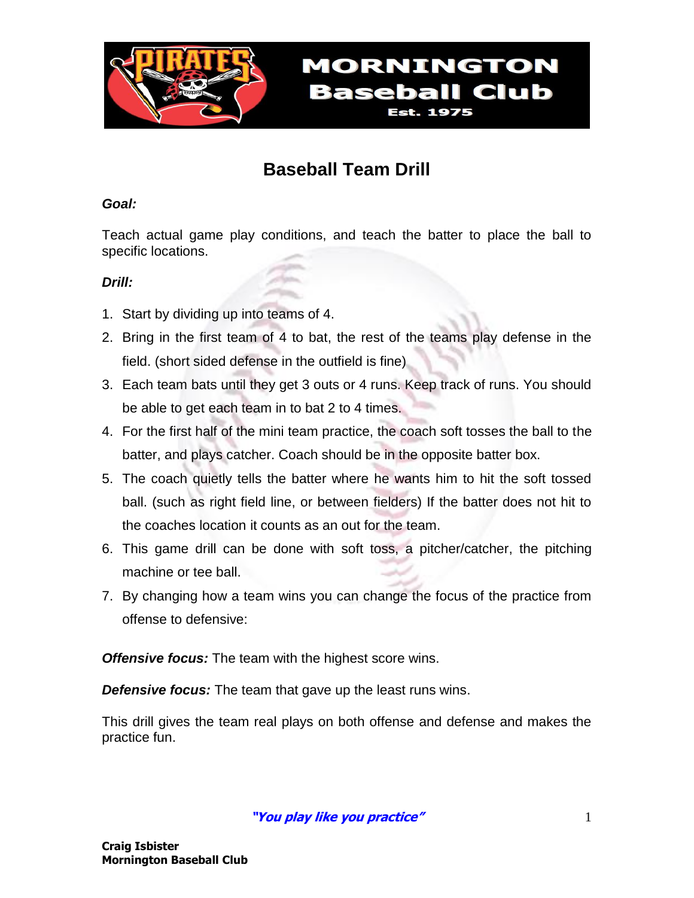MORNINGTON
Baseball Club
Est. 1975

# Baseball Team Drill

***Goal:***

Teach actual game play conditions, and teach the batter to place the ball to specific locations.

***Drill:***

1. Start by dividing up into teams of 4.
2. Bring in the first team of 4 to bat, the rest of the teams play defense in the field. (short sided defense in the outfield is fine)
3. Each team bats until they get 3 outs or 4 runs. Keep track of runs. You should be able to get each team in to bat 2 to 4 times.
4. For the first half of the mini team practice, the coach soft tosses the ball to the batter, and plays catcher. Coach should be in the opposite batter box.
5. The coach quietly tells the batter where he wants him to hit the soft tossed ball. (such as right field line, or between fielders) If the batter does not hit to the coaches location it counts as an out for the team.
6. This game drill can be done with soft toss, a pitcher/catcher, the pitching machine or tee ball.
7. By changing how a team wins you can change the focus of the practice from offense to defensive:

***Offensive focus:*** The team with the highest score wins.

***Defensive focus:*** The team that gave up the least runs wins.

This drill gives the team real plays on both offense and defense and makes the practice fun.

***"You play like you practice"***

**Craig Isbister**
**Mornington Baseball Club**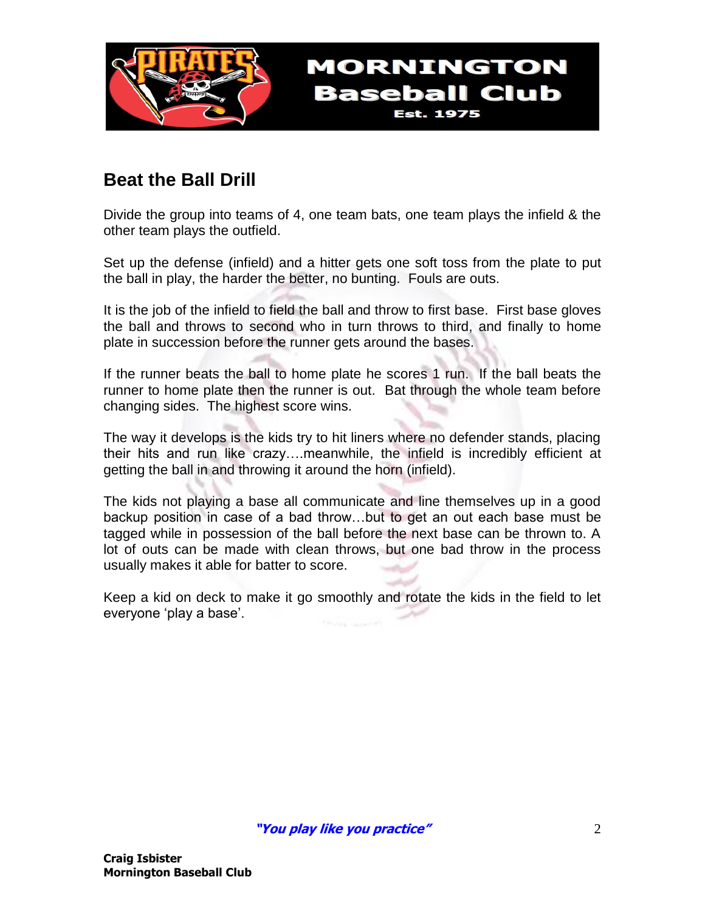# Beat the Ball Drill

Divide the group into teams of 4, one team bats, one team plays the infield & the other team plays the outfield.

Set up the defense (infield) and a hitter gets one soft toss from the plate to put the ball in play, the harder the better, no bunting. Fouls are outs.

It is the job of the infield to field the ball and throw to first base. First base gloves the ball and throws to second who in turn throws to third, and finally to home plate in succession before the runner gets around the bases.

If the runner beats the ball to home plate he scores 1 run. If the ball beats the runner to home plate then the runner is out. Bat through the whole team before changing sides. The highest score wins.

The way it develops is the kids try to hit liners where no defender stands, placing their hits and run like crazy….meanwhile, the infield is incredibly efficient at getting the ball in and throwing it around the horn (infield).

The kids not playing a base all communicate and line themselves up in a good backup position in case of a bad throw…but to get an out each base must be tagged while in possession of the ball before the next base can be thrown to. A lot of outs can be made with clean throws, but one bad throw in the process usually makes it able for batter to score.

Keep a kid on deck to make it go smoothly and rotate the kids in the field to let everyone 'play a base'.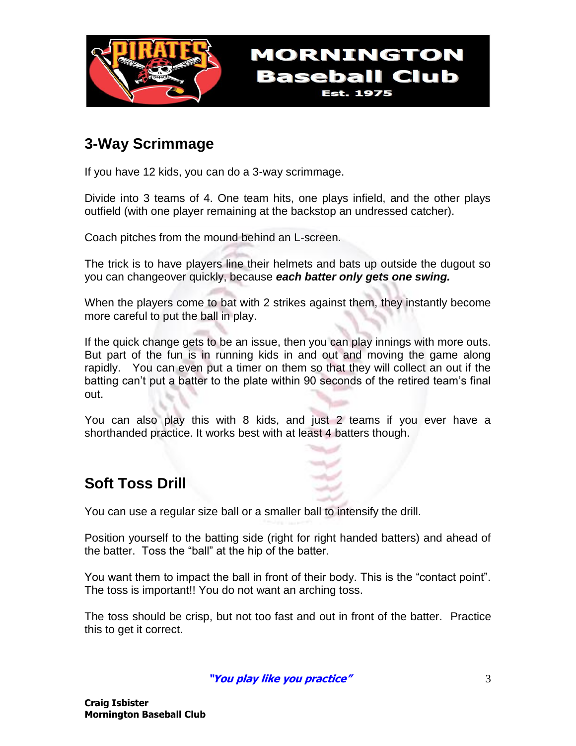## 3-Way Scrimmage

If you have 12 kids, you can do a 3-way scrimmage.

Divide into 3 teams of 4. One team hits, one plays infield, and the other plays outfield (with one player remaining at the backstop an undressed catcher).

Coach pitches from the mound behind an L-screen.

The trick is to have players line their helmets and bats up outside the dugout so you can changeover quickly, because ***each batter only gets one swing.***

When the players come to bat with 2 strikes against them, they instantly become more careful to put the ball in play.

If the quick change gets to be an issue, then you can play innings with more outs. But part of the fun is in running kids in and out and moving the game along rapidly. You can even put a timer on them so that they will collect an out if the batting can't put a batter to the plate within 90 seconds of the retired team's final out.

You can also play this with 8 kids, and just 2 teams if you ever have a shorthanded practice. It works best with at least 4 batters though.

## Soft Toss Drill

You can use a regular size ball or a smaller ball to intensify the drill.

Position yourself to the batting side (right for right handed batters) and ahead of the batter. Toss the "ball" at the hip of the batter.

You want them to impact the ball in front of their body. This is the "contact point". The toss is important!! You do not want an arching toss.

The toss should be crisp, but not too fast and out in front of the batter. Practice this to get it correct.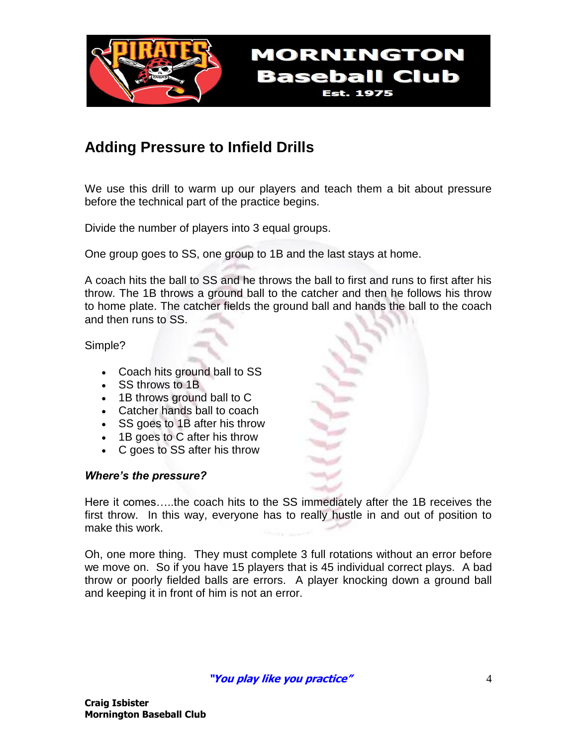## Adding Pressure to Infield Drills

We use this drill to warm up our players and teach them a bit about pressure before the technical part of the practice begins.

Divide the number of players into 3 equal groups.

One group goes to SS, one group to 1B and the last stays at home.

A coach hits the ball to SS and he throws the ball to first and runs to first after his throw. The 1B throws a ground ball to the catcher and then he follows his throw to home plate. The catcher fields the ground ball and hands the ball to the coach and then runs to SS.

Simple?

- Coach hits ground ball to SS
- SS throws to 1B
- 1B throws ground ball to C
- Catcher hands ball to coach
- SS goes to 1B after his throw
- 1B goes to C after his throw
- C goes to SS after his throw

***Where's the pressure?***

Here it comes…..the coach hits to the SS immediately after the 1B receives the first throw. In this way, everyone has to really hustle in and out of position to make this work.

Oh, one more thing. They must complete 3 full rotations without an error before we move on. So if you have 15 players that is 45 individual correct plays. A bad throw or poorly fielded balls are errors. A player knocking down a ground ball and keeping it in front of him is not an error.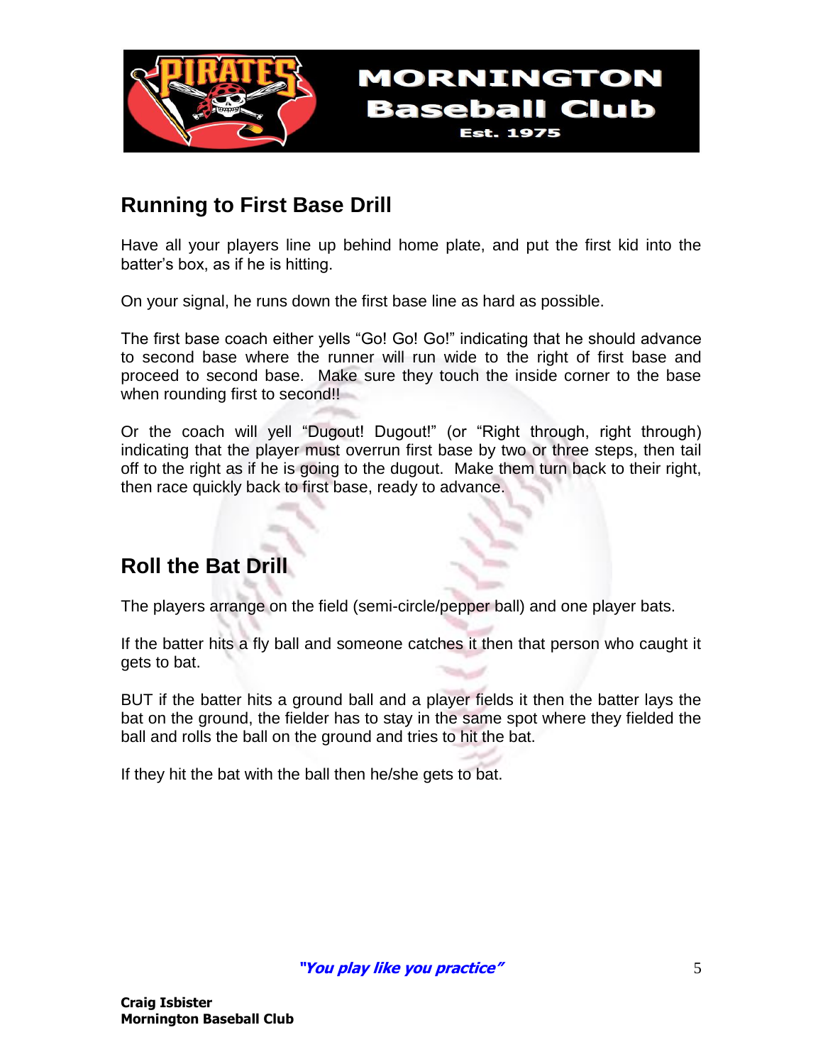## Running to First Base Drill

Have all your players line up behind home plate, and put the first kid into the batter's box, as if he is hitting.

On your signal, he runs down the first base line as hard as possible.

The first base coach either yells "Go! Go! Go!" indicating that he should advance to second base where the runner will run wide to the right of first base and proceed to second base. Make sure they touch the inside corner to the base when rounding first to second!!

Or the coach will yell "Dugout! Dugout!" (or "Right through, right through) indicating that the player must overrun first base by two or three steps, then tail off to the right as if he is going to the dugout. Make them turn back to their right, then race quickly back to first base, ready to advance.

## Roll the Bat Drill

The players arrange on the field (semi-circle/pepper ball) and one player bats.

If the batter hits a fly ball and someone catches it then that person who caught it gets to bat.

BUT if the batter hits a ground ball and a player fields it then the batter lays the bat on the ground, the fielder has to stay in the same spot where they fielded the ball and rolls the ball on the ground and tries to hit the bat.

If they hit the bat with the ball then he/she gets to bat.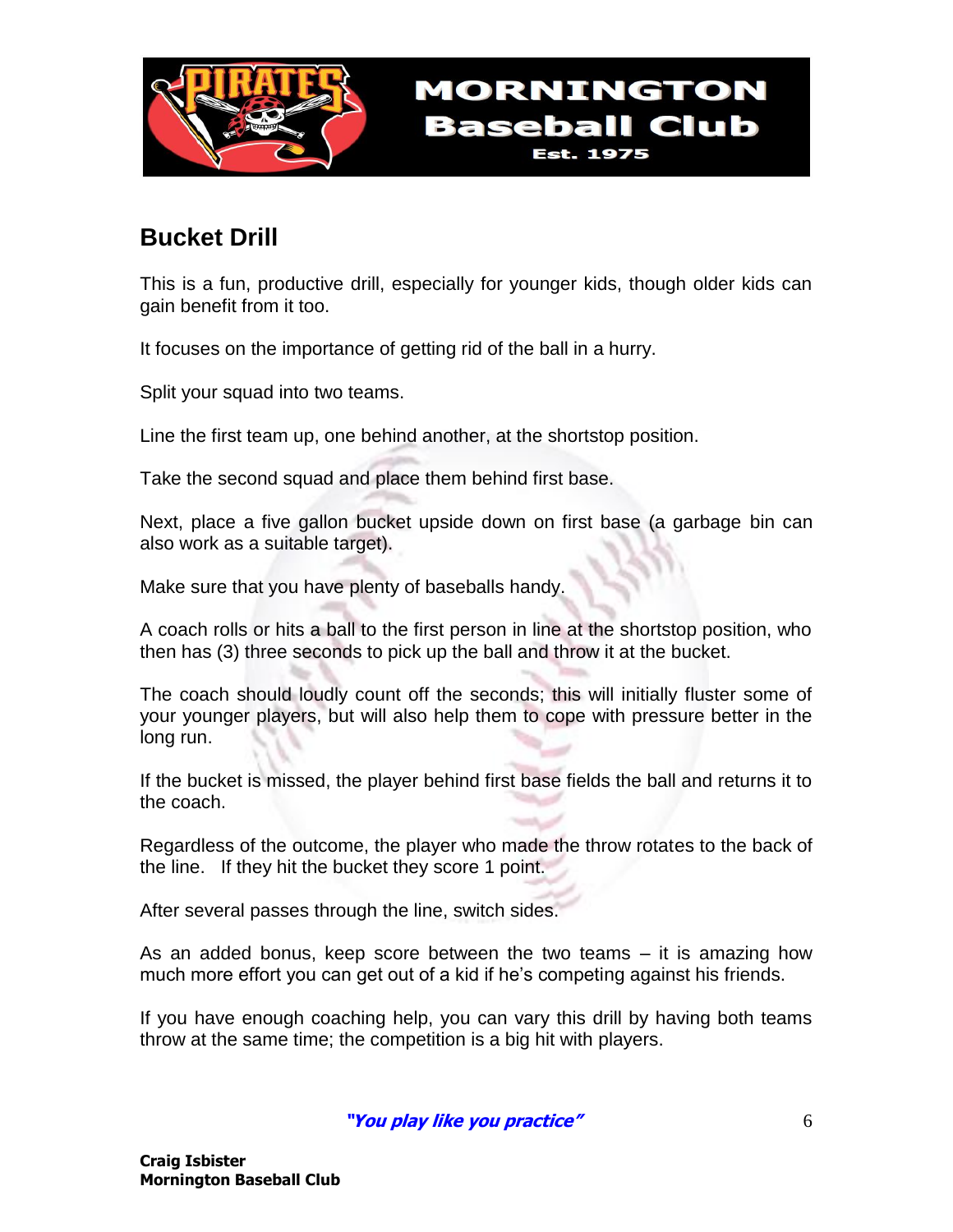## Bucket Drill

This is a fun, productive drill, especially for younger kids, though older kids can gain benefit from it too.

It focuses on the importance of getting rid of the ball in a hurry.

Split your squad into two teams.

Line the first team up, one behind another, at the shortstop position.

Take the second squad and place them behind first base.

Next, place a five gallon bucket upside down on first base (a garbage bin can also work as a suitable target).

Make sure that you have plenty of baseballs handy.

A coach rolls or hits a ball to the first person in line at the shortstop position, who then has (3) three seconds to pick up the ball and throw it at the bucket.

The coach should loudly count off the seconds; this will initially fluster some of your younger players, but will also help them to cope with pressure better in the long run.

If the bucket is missed, the player behind first base fields the ball and returns it to the coach.

Regardless of the outcome, the player who made the throw rotates to the back of the line.   If they hit the bucket they score 1 point.

After several passes through the line, switch sides.

As an added bonus, keep score between the two teams – it is amazing how much more effort you can get out of a kid if he's competing against his friends.

If you have enough coaching help, you can vary this drill by having both teams throw at the same time; the competition is a big hit with players.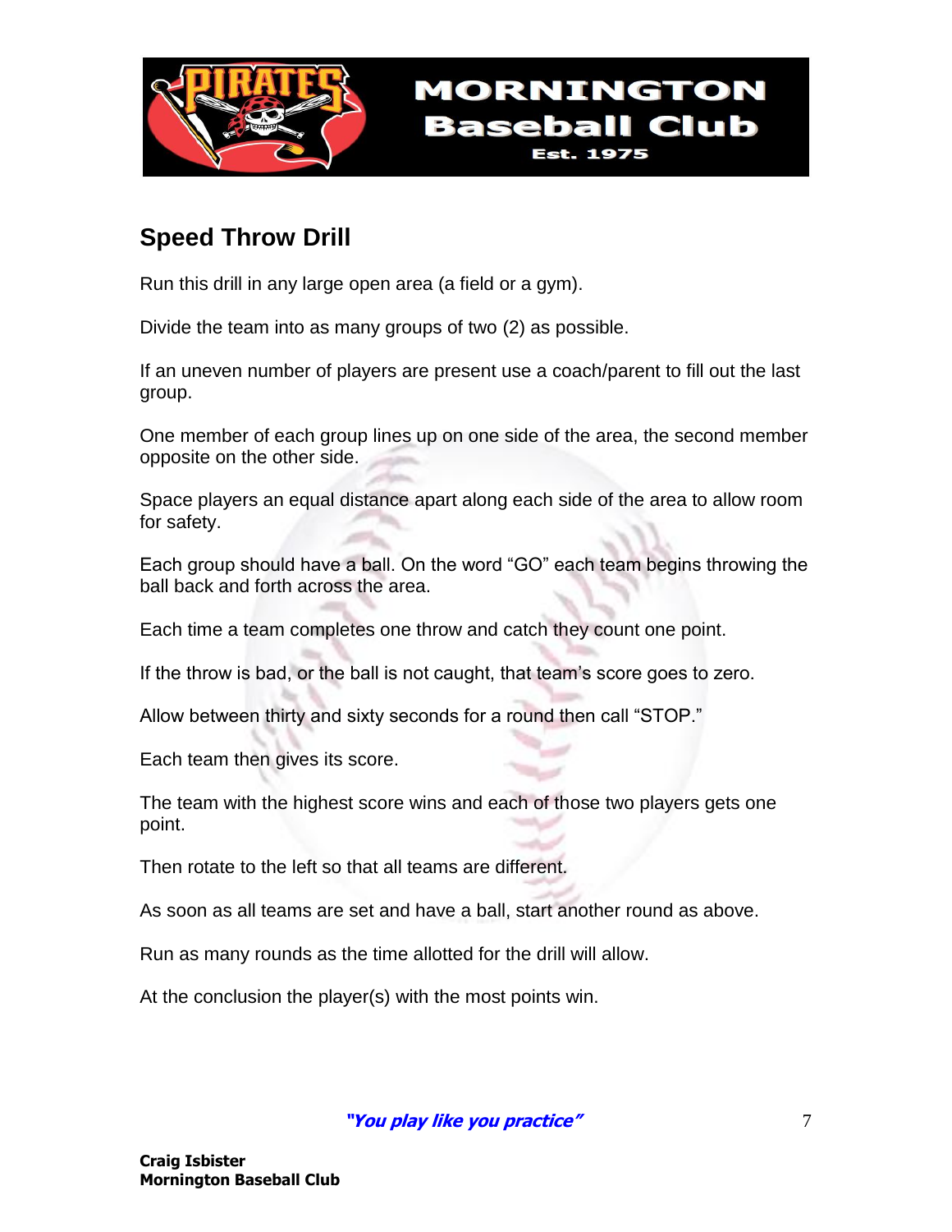## Speed Throw Drill

Run this drill in any large open area (a field or a gym).

Divide the team into as many groups of two (2) as possible.

If an uneven number of players are present use a coach/parent to fill out the last group.

One member of each group lines up on one side of the area, the second member opposite on the other side.

Space players an equal distance apart along each side of the area to allow room for safety.

Each group should have a ball. On the word "GO" each team begins throwing the ball back and forth across the area.

Each time a team completes one throw and catch they count one point.

If the throw is bad, or the ball is not caught, that team's score goes to zero.

Allow between thirty and sixty seconds for a round then call "STOP."

Each team then gives its score.

The team with the highest score wins and each of those two players gets one point.

Then rotate to the left so that all teams are different.

As soon as all teams are set and have a ball, start another round as above.

Run as many rounds as the time allotted for the drill will allow.

At the conclusion the player(s) with the most points win.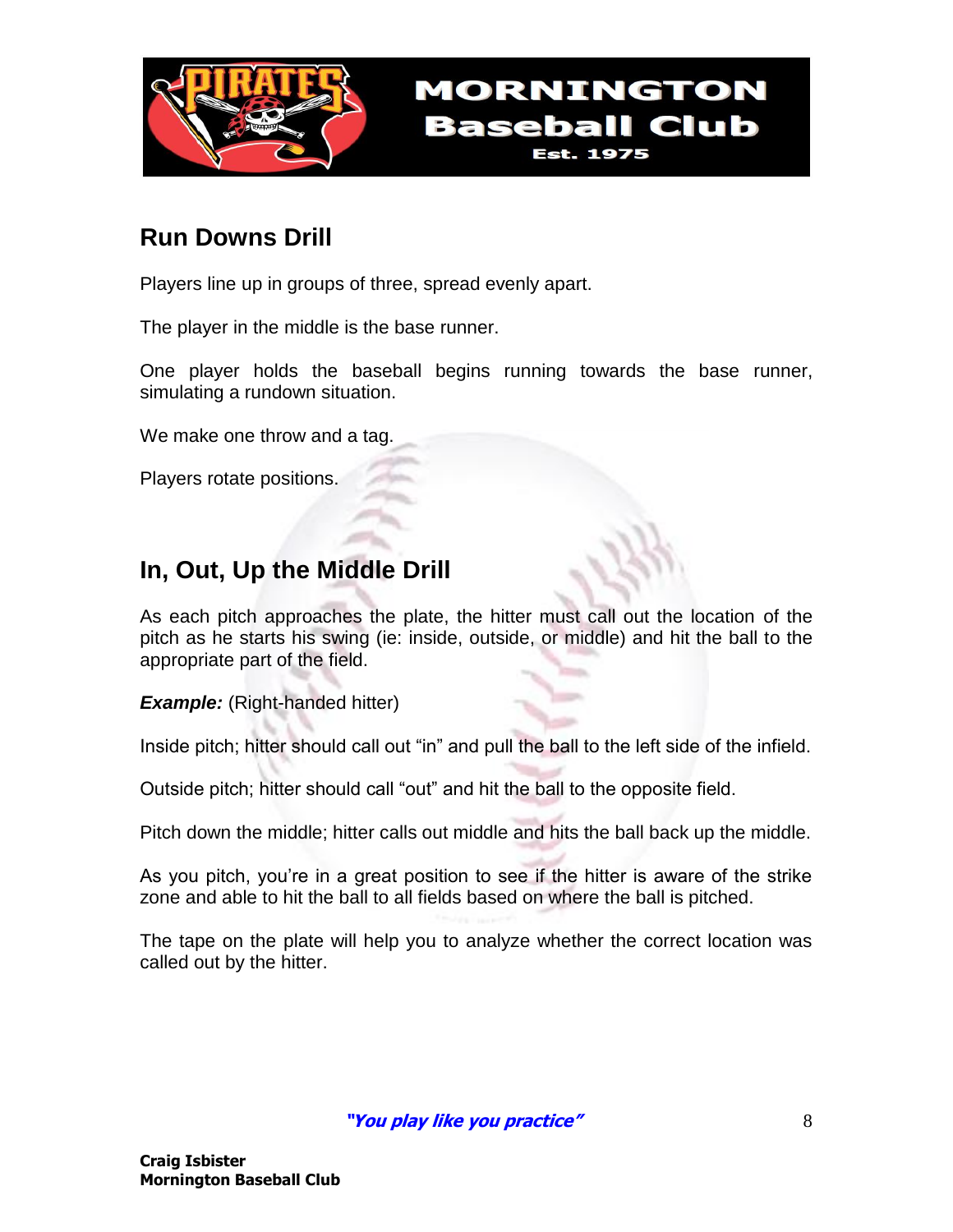## Run Downs Drill

Players line up in groups of three, spread evenly apart.

The player in the middle is the base runner.

One player holds the baseball begins running towards the base runner, simulating a rundown situation.

We make one throw and a tag.

Players rotate positions.

## In, Out, Up the Middle Drill

As each pitch approaches the plate, the hitter must call out the location of the pitch as he starts his swing (ie: inside, outside, or middle) and hit the ball to the appropriate part of the field.

***Example:*** (Right-handed hitter)

Inside pitch; hitter should call out "in" and pull the ball to the left side of the infield.

Outside pitch; hitter should call "out" and hit the ball to the opposite field.

Pitch down the middle; hitter calls out middle and hits the ball back up the middle.

As you pitch, you're in a great position to see if the hitter is aware of the strike zone and able to hit the ball to all fields based on where the ball is pitched.

The tape on the plate will help you to analyze whether the correct location was called out by the hitter.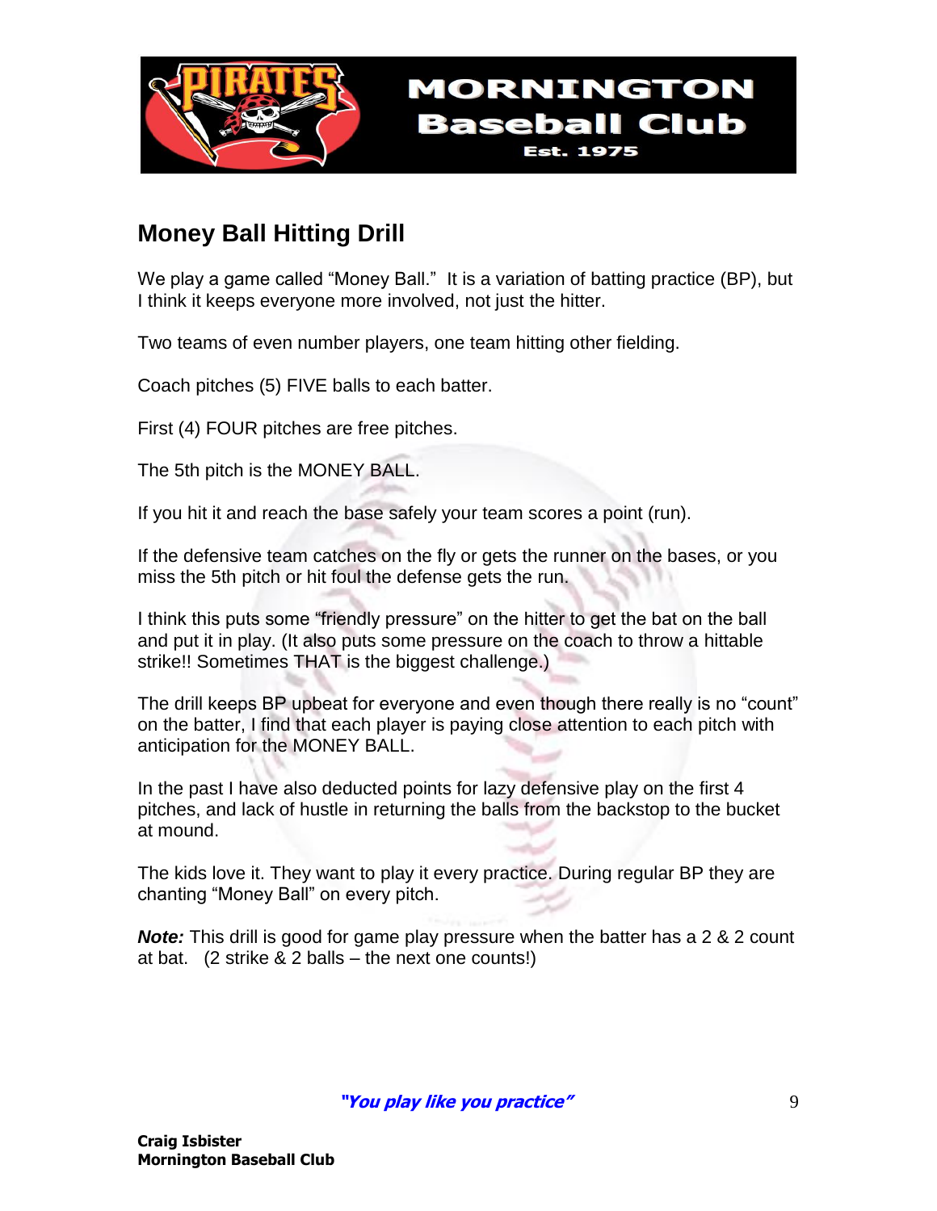## Money Ball Hitting Drill

We play a game called "Money Ball." It is a variation of batting practice (BP), but I think it keeps everyone more involved, not just the hitter.

Two teams of even number players, one team hitting other fielding.

Coach pitches (5) FIVE balls to each batter.

First (4) FOUR pitches are free pitches.

The 5th pitch is the MONEY BALL.

If you hit it and reach the base safely your team scores a point (run).

If the defensive team catches on the fly or gets the runner on the bases, or you miss the 5th pitch or hit foul the defense gets the run.

I think this puts some "friendly pressure" on the hitter to get the bat on the ball and put it in play. (It also puts some pressure on the coach to throw a hittable strike!! Sometimes THAT is the biggest challenge.)

The drill keeps BP upbeat for everyone and even though there really is no "count" on the batter, I find that each player is paying close attention to each pitch with anticipation for the MONEY BALL.

In the past I have also deducted points for lazy defensive play on the first 4 pitches, and lack of hustle in returning the balls from the backstop to the bucket at mound.

The kids love it. They want to play it every practice. During regular BP they are chanting "Money Ball" on every pitch.

***Note:*** This drill is good for game play pressure when the batter has a 2 & 2 count at bat. (2 strike & 2 balls – the next one counts!)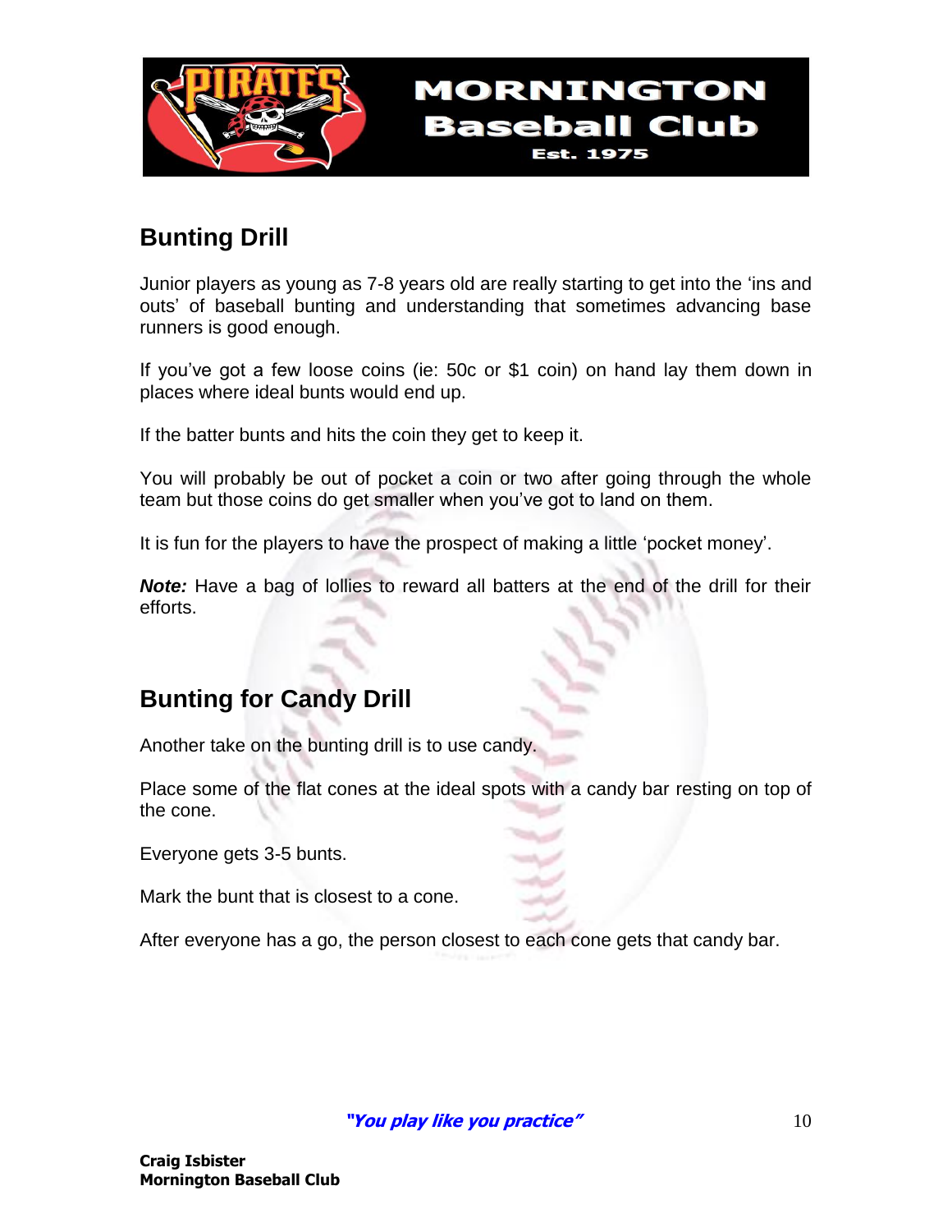## Bunting Drill

Junior players as young as 7-8 years old are really starting to get into the 'ins and outs' of baseball bunting and understanding that sometimes advancing base runners is good enough.

If you've got a few loose coins (ie: 50c or $1 coin) on hand lay them down in places where ideal bunts would end up.

If the batter bunts and hits the coin they get to keep it.

You will probably be out of pocket a coin or two after going through the whole team but those coins do get smaller when you've got to land on them.

It is fun for the players to have the prospect of making a little 'pocket money'.

***Note:*** Have a bag of lollies to reward all batters at the end of the drill for their efforts.

## Bunting for Candy Drill

Another take on the bunting drill is to use candy.

Place some of the flat cones at the ideal spots with a candy bar resting on top of the cone.

Everyone gets 3-5 bunts.

Mark the bunt that is closest to a cone.

After everyone has a go, the person closest to each cone gets that candy bar.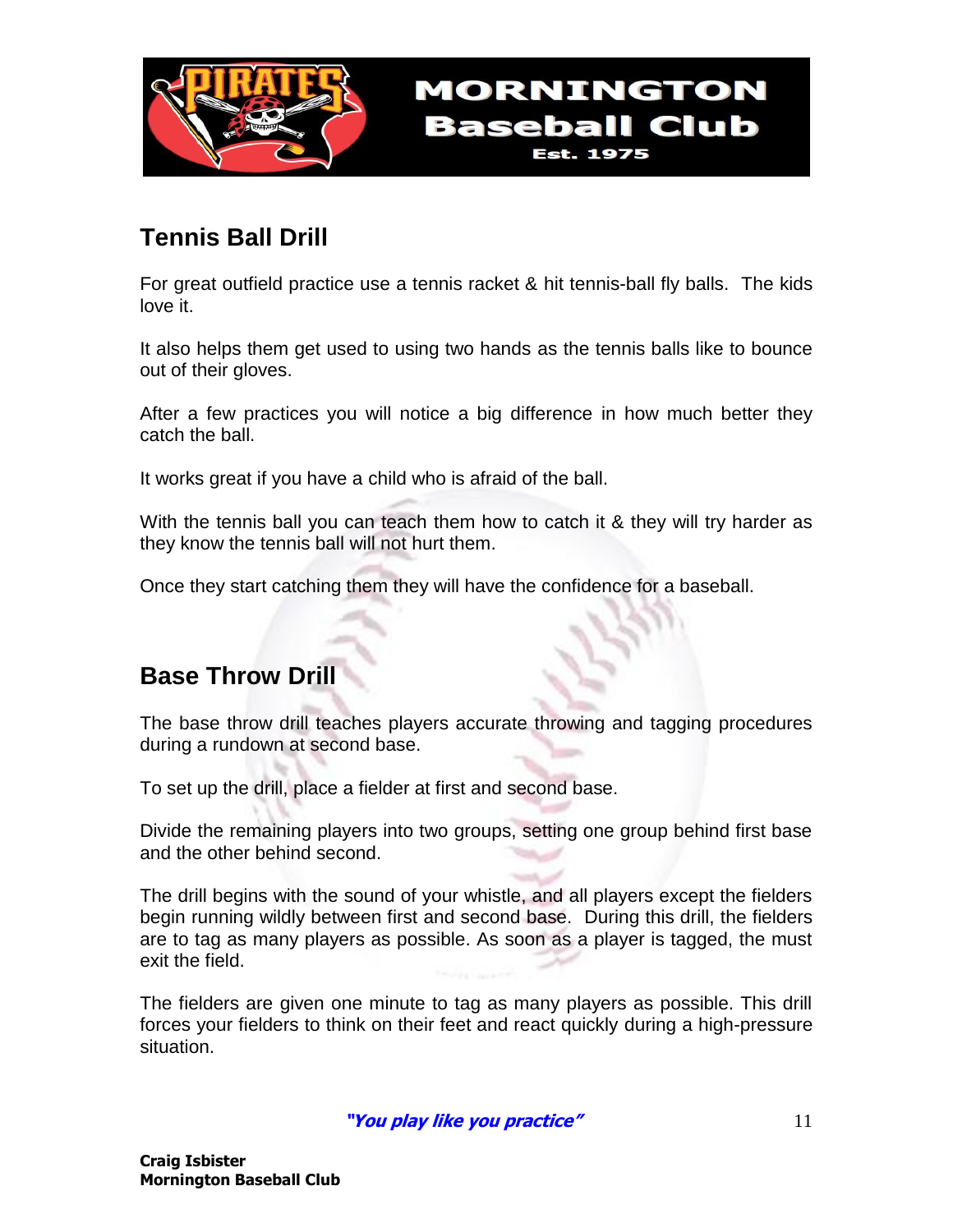## Tennis Ball Drill

For great outfield practice use a tennis racket & hit tennis-ball fly balls. The kids love it.

It also helps them get used to using two hands as the tennis balls like to bounce out of their gloves.

After a few practices you will notice a big difference in how much better they catch the ball.

It works great if you have a child who is afraid of the ball.

With the tennis ball you can teach them how to catch it & they will try harder as they know the tennis ball will not hurt them.

Once they start catching them they will have the confidence for a baseball.

## Base Throw Drill

The base throw drill teaches players accurate throwing and tagging procedures during a rundown at second base.

To set up the drill, place a fielder at first and second base.

Divide the remaining players into two groups, setting one group behind first base and the other behind second.

The drill begins with the sound of your whistle, and all players except the fielders begin running wildly between first and second base. During this drill, the fielders are to tag as many players as possible. As soon as a player is tagged, the must exit the field.

The fielders are given one minute to tag as many players as possible. This drill forces your fielders to think on their feet and react quickly during a high-pressure situation.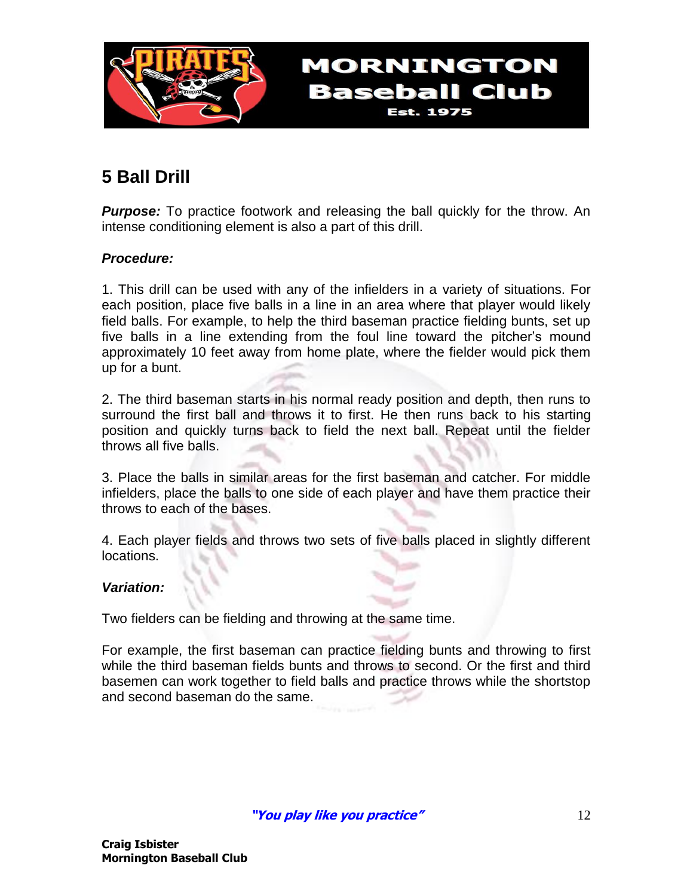## 5 Ball Drill

***Purpose:*** To practice footwork and releasing the ball quickly for the throw. An intense conditioning element is also a part of this drill.

***Procedure:***

1. This drill can be used with any of the infielders in a variety of situations. For each position, place five balls in a line in an area where that player would likely field balls. For example, to help the third baseman practice fielding bunts, set up five balls in a line extending from the foul line toward the pitcher's mound approximately 10 feet away from home plate, where the fielder would pick them up for a bunt.

2. The third baseman starts in his normal ready position and depth, then runs to surround the first ball and throws it to first. He then runs back to his starting position and quickly turns back to field the next ball. Repeat until the fielder throws all five balls.

3. Place the balls in similar areas for the first baseman and catcher. For middle infielders, place the balls to one side of each player and have them practice their throws to each of the bases.

4. Each player fields and throws two sets of five balls placed in slightly different locations.

***Variation:***

Two fielders can be fielding and throwing at the same time.

For example, the first baseman can practice fielding bunts and throwing to first while the third baseman fields bunts and throws to second. Or the first and third basemen can work together to field balls and practice throws while the shortstop and second baseman do the same.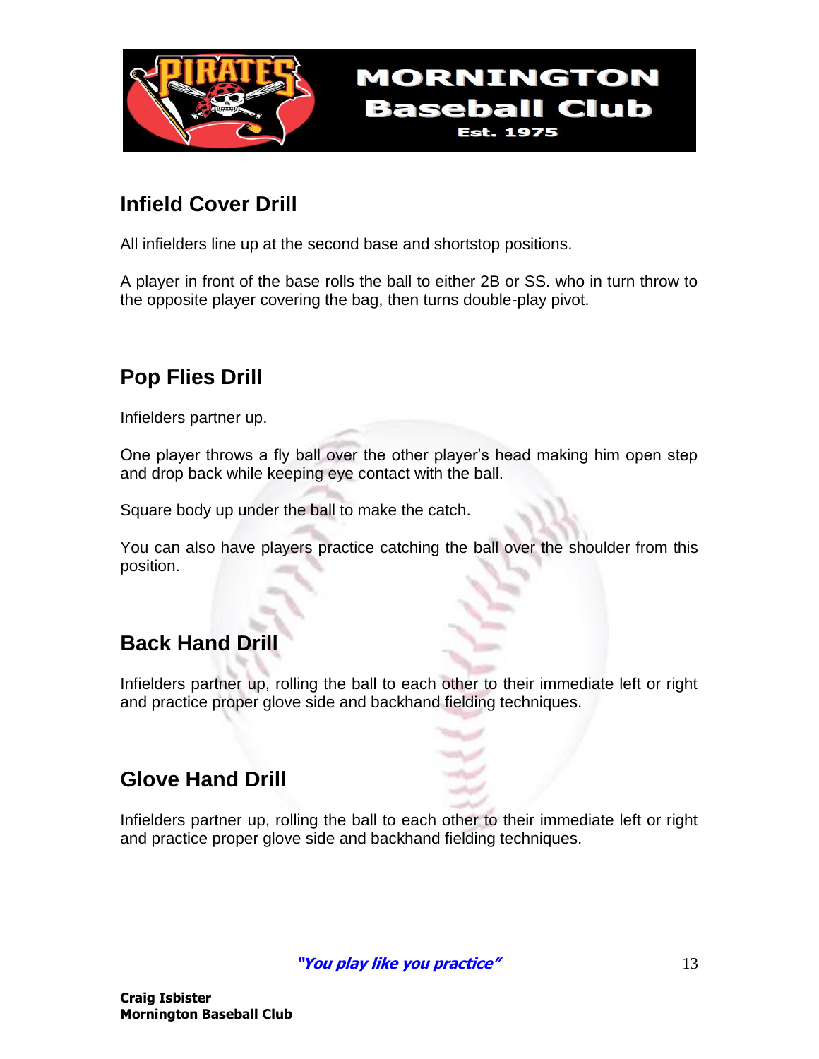## Infield Cover Drill

All infielders line up at the second base and shortstop positions.

A player in front of the base rolls the ball to either 2B or SS. who in turn throw to the opposite player covering the bag, then turns double-play pivot.

## Pop Flies Drill

Infielders partner up.

One player throws a fly ball over the other player's head making him open step and drop back while keeping eye contact with the ball.

Square body up under the ball to make the catch.

You can also have players practice catching the ball over the shoulder from this position.

## Back Hand Drill

Infielders partner up, rolling the ball to each other to their immediate left or right and practice proper glove side and backhand fielding techniques.

## Glove Hand Drill

Infielders partner up, rolling the ball to each other to their immediate left or right and practice proper glove side and backhand fielding techniques.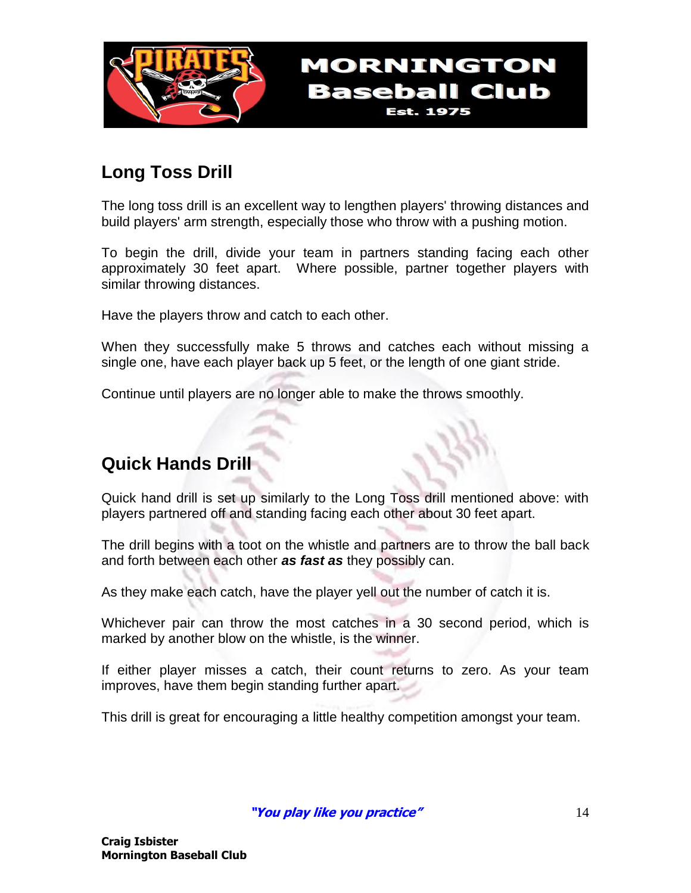## Long Toss Drill

The long toss drill is an excellent way to lengthen players' throwing distances and build players' arm strength, especially those who throw with a pushing motion.

To begin the drill, divide your team in partners standing facing each other approximately 30 feet apart. Where possible, partner together players with similar throwing distances.

Have the players throw and catch to each other.

When they successfully make 5 throws and catches each without missing a single one, have each player back up 5 feet, or the length of one giant stride.

Continue until players are no longer able to make the throws smoothly.

## Quick Hands Drill

Quick hand drill is set up similarly to the Long Toss drill mentioned above: with players partnered off and standing facing each other about 30 feet apart.

The drill begins with a toot on the whistle and partners are to throw the ball back and forth between each other ***as fast as*** they possibly can.

As they make each catch, have the player yell out the number of catch it is.

Whichever pair can throw the most catches in a 30 second period, which is marked by another blow on the whistle, is the winner.

If either player misses a catch, their count returns to zero. As your team improves, have them begin standing further apart.

This drill is great for encouraging a little healthy competition amongst your team.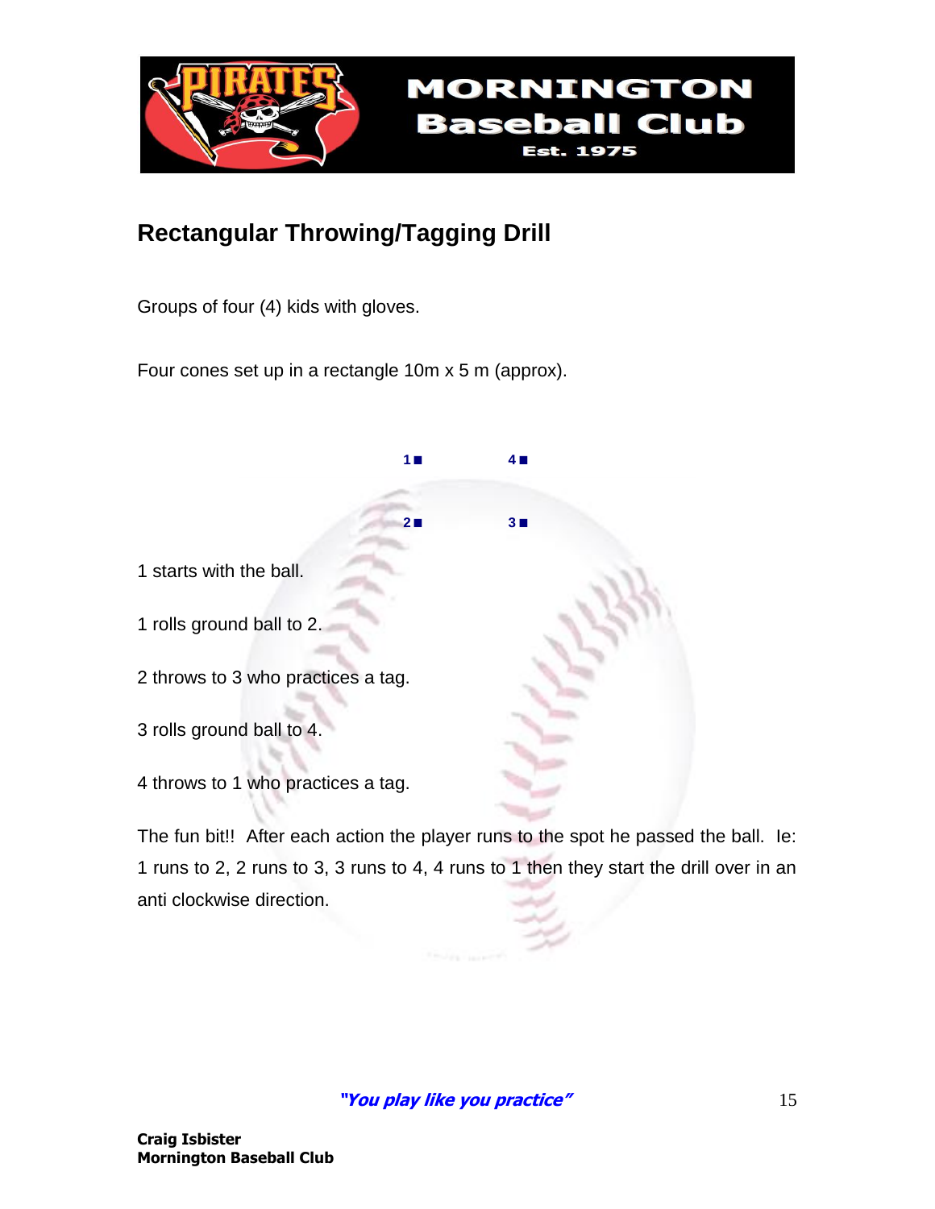## Rectangular Throwing/Tagging Drill

Groups of four (4) kids with gloves.

Four cones set up in a rectangle 10m x 5 m (approx).

| | |
|---|---|
| 1■ | 4■ |
| 2■ | 3■ |

1 starts with the ball.

1 rolls ground ball to 2.

2 throws to 3 who practices a tag.

3 rolls ground ball to 4.

4 throws to 1 who practices a tag.

The fun bit!! After each action the player runs to the spot he passed the ball. Ie: 1 runs to 2, 2 runs to 3, 3 runs to 4, 4 runs to 1 then they start the drill over in an anti clockwise direction.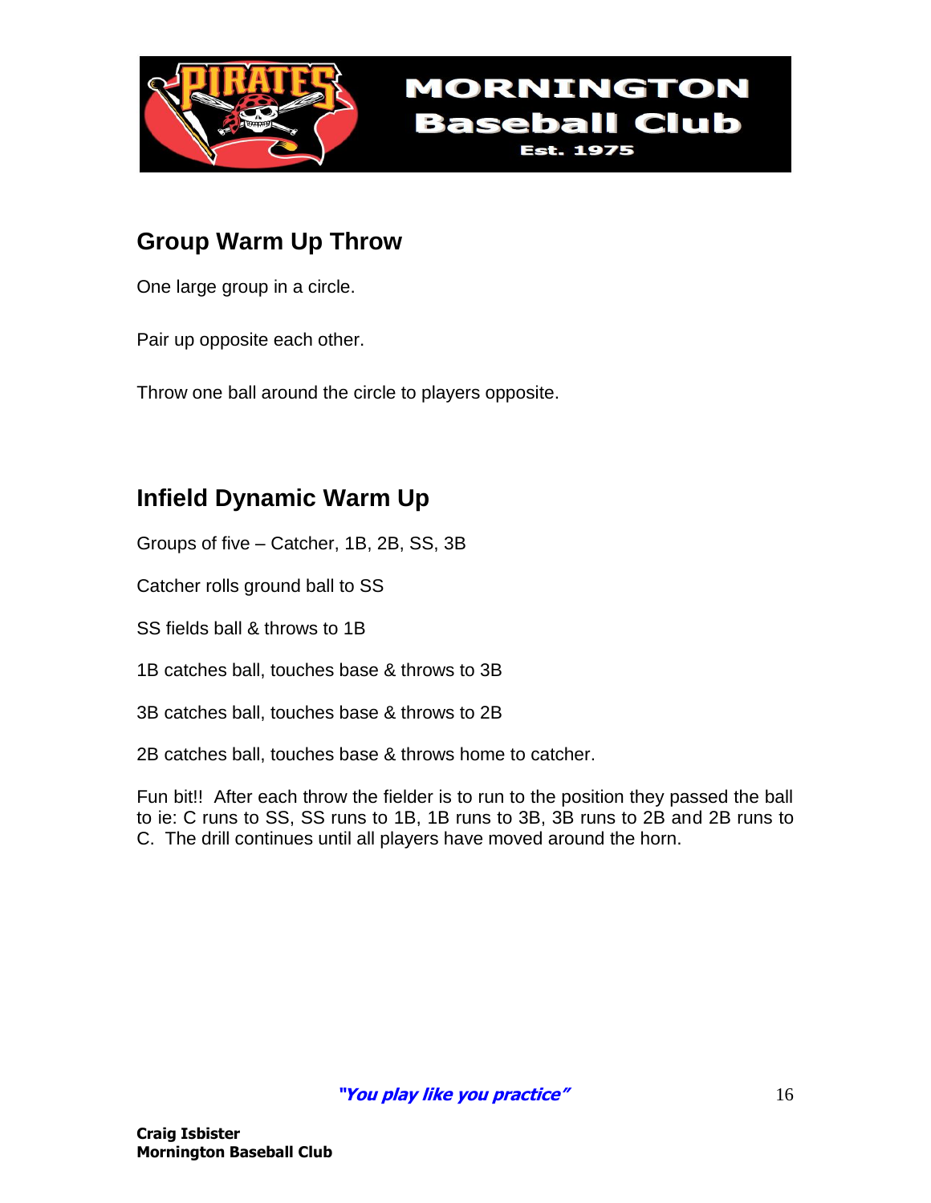## Group Warm Up Throw

One large group in a circle.

Pair up opposite each other.

Throw one ball around the circle to players opposite.

## Infield Dynamic Warm Up

Groups of five – Catcher, 1B, 2B, SS, 3B

Catcher rolls ground ball to SS

SS fields ball & throws to 1B

1B catches ball, touches base & throws to 3B

3B catches ball, touches base & throws to 2B

2B catches ball, touches base & throws home to catcher.

Fun bit!! After each throw the fielder is to run to the position they passed the ball to ie: C runs to SS, SS runs to 1B, 1B runs to 3B, 3B runs to 2B and 2B runs to C. The drill continues until all players have moved around the horn.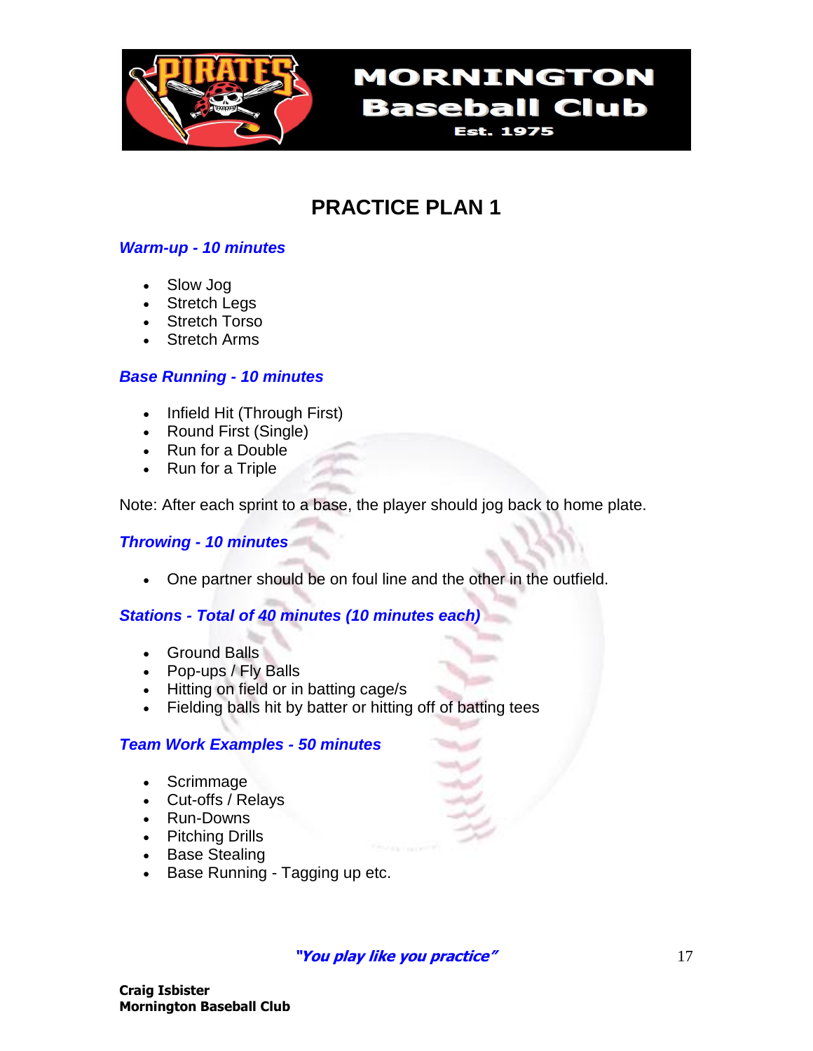# PRACTICE PLAN 1

### *Warm-up - 10 minutes*

- Slow Jog
- Stretch Legs
- Stretch Torso
- Stretch Arms

### *Base Running - 10 minutes*

- Infield Hit (Through First)
- Round First (Single)
- Run for a Double
- Run for a Triple

Note: After each sprint to a base, the player should jog back to home plate.

### *Throwing - 10 minutes*

- One partner should be on foul line and the other in the outfield.

### *Stations - Total of 40 minutes (10 minutes each)*

- Ground Balls
- Pop-ups / Fly Balls
- Hitting on field or in batting cage/s
- Fielding balls hit by batter or hitting off of batting tees

### *Team Work Examples - 50 minutes*

- Scrimmage
- Cut-offs / Relays
- Run-Downs
- Pitching Drills
- Base Stealing
- Base Running - Tagging up etc.

***"You play like you practice"***

**Craig Isbister**
**Mornington Baseball Club**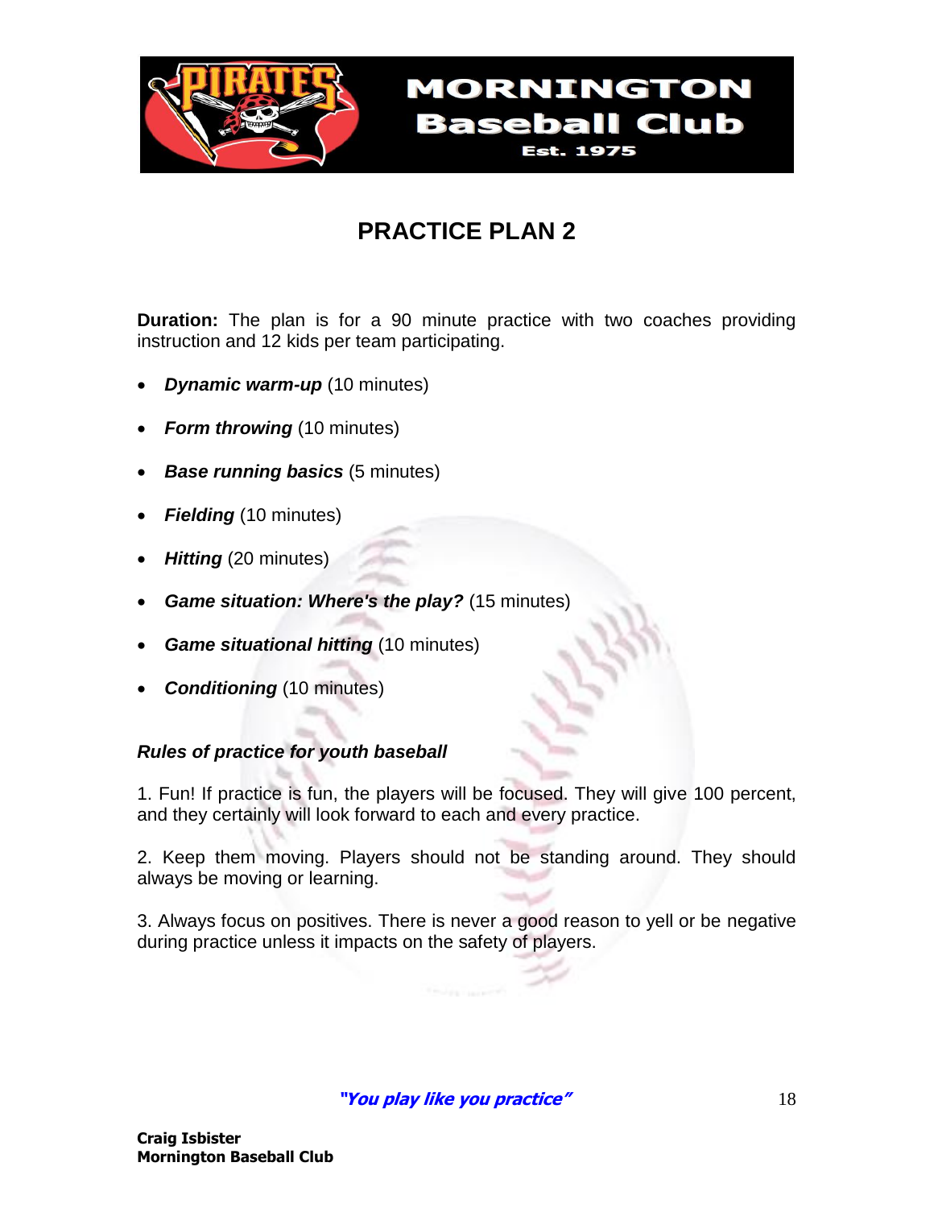# PRACTICE PLAN 2

**Duration:** The plan is for a 90 minute practice with two coaches providing instruction and 12 kids per team participating.

- ***Dynamic warm-up*** (10 minutes)
- ***Form throwing*** (10 minutes)
- ***Base running basics*** (5 minutes)
- ***Fielding*** (10 minutes)
- ***Hitting*** (20 minutes)
- ***Game situation: Where's the play?*** (15 minutes)
- ***Game situational hitting*** (10 minutes)
- ***Conditioning*** (10 minutes)

***Rules of practice for youth baseball***

1. Fun! If practice is fun, the players will be focused. They will give 100 percent, and they certainly will look forward to each and every practice.

2. Keep them moving. Players should not be standing around. They should always be moving or learning.

3. Always focus on positives. There is never a good reason to yell or be negative during practice unless it impacts on the safety of players.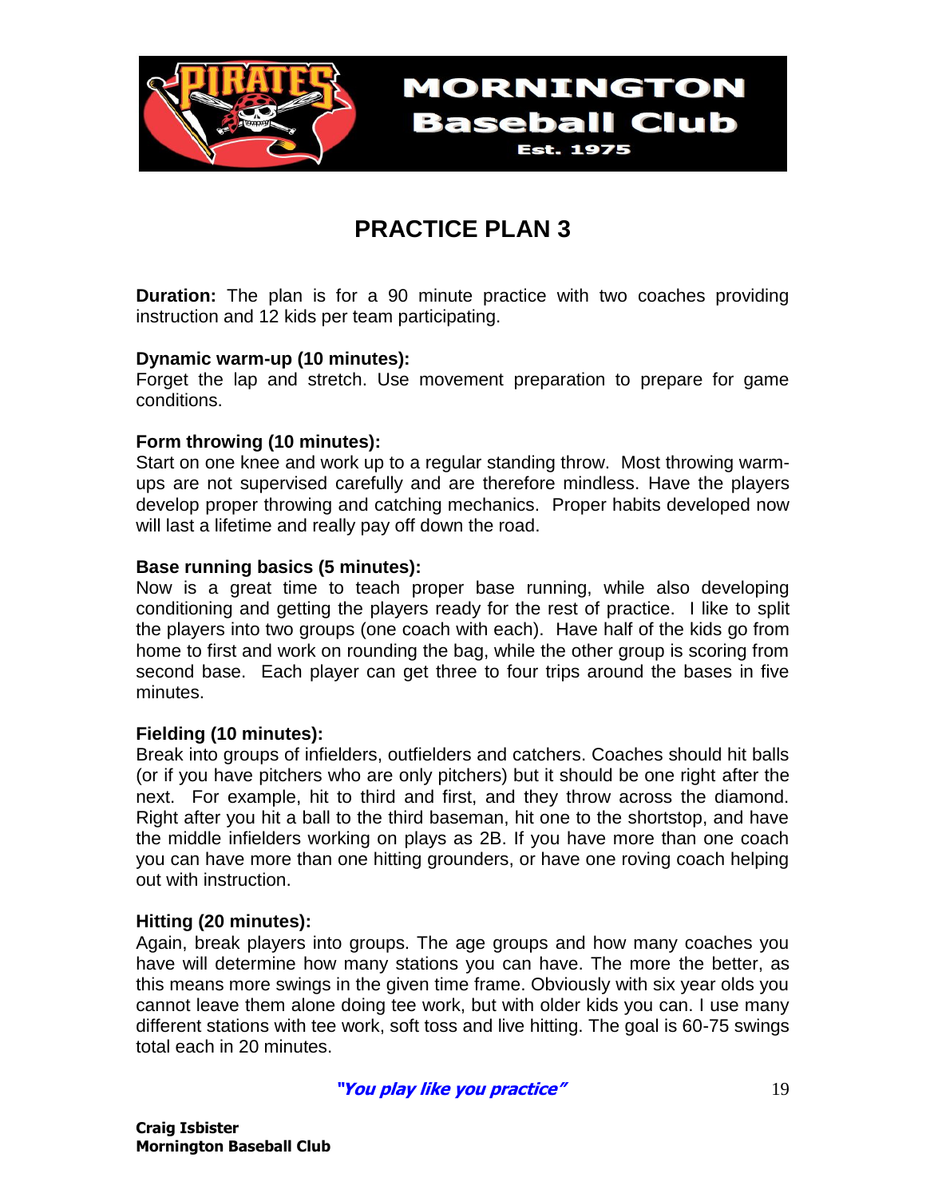# PRACTICE PLAN 3

**Duration:** The plan is for a 90 minute practice with two coaches providing instruction and 12 kids per team participating.

**Dynamic warm-up (10 minutes):**
Forget the lap and stretch. Use movement preparation to prepare for game conditions.

**Form throwing (10 minutes):**
Start on one knee and work up to a regular standing throw. Most throwing warm-ups are not supervised carefully and are therefore mindless. Have the players develop proper throwing and catching mechanics. Proper habits developed now will last a lifetime and really pay off down the road.

**Base running basics (5 minutes):**
Now is a great time to teach proper base running, while also developing conditioning and getting the players ready for the rest of practice. I like to split the players into two groups (one coach with each). Have half of the kids go from home to first and work on rounding the bag, while the other group is scoring from second base. Each player can get three to four trips around the bases in five minutes.

**Fielding (10 minutes):**
Break into groups of infielders, outfielders and catchers. Coaches should hit balls (or if you have pitchers who are only pitchers) but it should be one right after the next. For example, hit to third and first, and they throw across the diamond. Right after you hit a ball to the third baseman, hit one to the shortstop, and have the middle infielders working on plays as 2B. If you have more than one coach you can have more than one hitting grounders, or have one roving coach helping out with instruction.

**Hitting (20 minutes):**
Again, break players into groups. The age groups and how many coaches you have will determine how many stations you can have. The more the better, as this means more swings in the given time frame. Obviously with six year olds you cannot leave them alone doing tee work, but with older kids you can. I use many different stations with tee work, soft toss and live hitting. The goal is 60-75 swings total each in 20 minutes.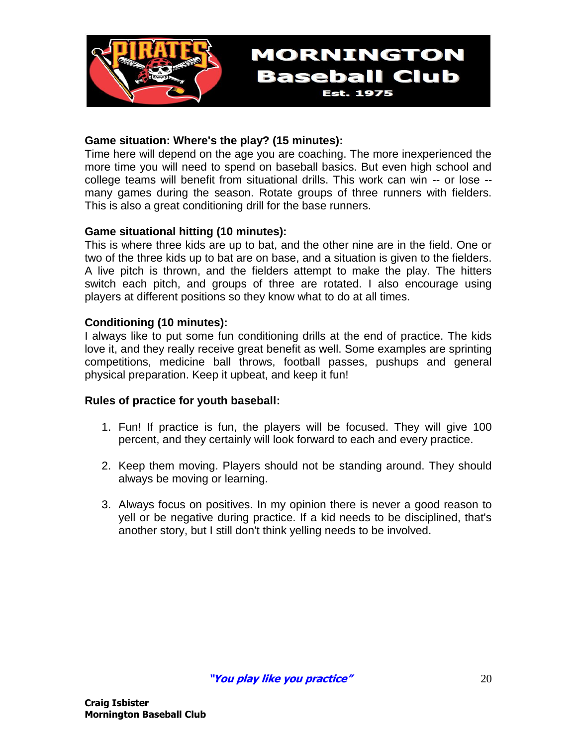**Game situation: Where's the play? (15 minutes):**
Time here will depend on the age you are coaching. The more inexperienced the more time you will need to spend on baseball basics. But even high school and college teams will benefit from situational drills. This work can win -- or lose -- many games during the season. Rotate groups of three runners with fielders. This is also a great conditioning drill for the base runners.

**Game situational hitting (10 minutes):**
This is where three kids are up to bat, and the other nine are in the field. One or two of the three kids up to bat are on base, and a situation is given to the fielders. A live pitch is thrown, and the fielders attempt to make the play. The hitters switch each pitch, and groups of three are rotated. I also encourage using players at different positions so they know what to do at all times.

**Conditioning (10 minutes):**
I always like to put some fun conditioning drills at the end of practice. The kids love it, and they really receive great benefit as well. Some examples are sprinting competitions, medicine ball throws, football passes, pushups and general physical preparation. Keep it upbeat, and keep it fun!

**Rules of practice for youth baseball:**

1. Fun! If practice is fun, the players will be focused. They will give 100 percent, and they certainly will look forward to each and every practice.

2. Keep them moving. Players should not be standing around. They should always be moving or learning.

3. Always focus on positives. In my opinion there is never a good reason to yell or be negative during practice. If a kid needs to be disciplined, that's another story, but I still don't think yelling needs to be involved.